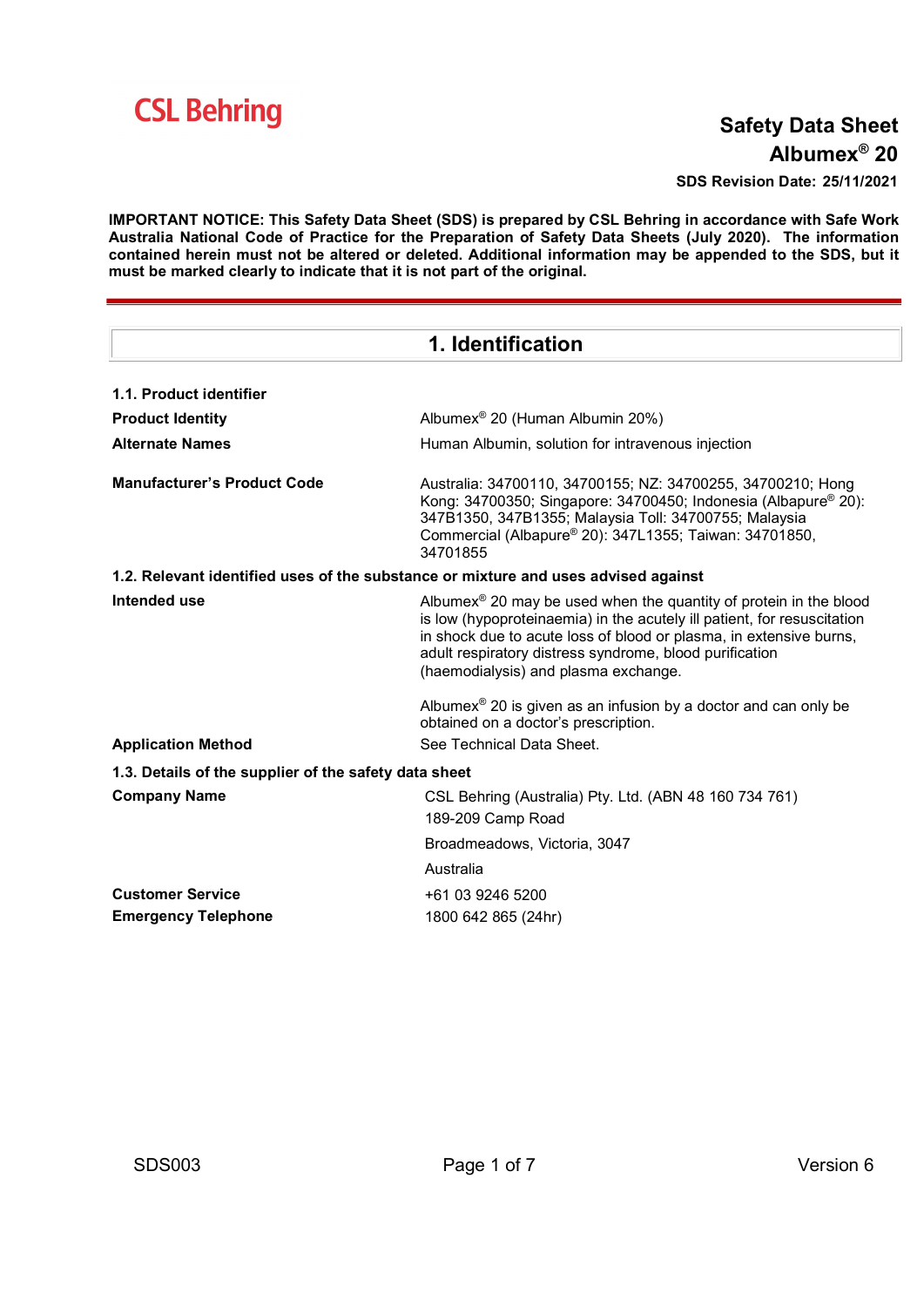**CSL Behring**

# Safety Data Sheet
# Albumex® 20

**SDS Revision Date: 25/11/2021**

**IMPORTANT NOTICE: This Safety Data Sheet (SDS) is prepared by CSL Behring in accordance with Safe Work Australia National Code of Practice for the Preparation of Safety Data Sheets (July 2020). The information contained herein must not be altered or deleted. Additional information may be appended to the SDS, but it must be marked clearly to indicate that it is not part of the original.**

## 1. Identification

### 1.1. Product identifier

| | |
|---|---|
| **Product Identity** | Albumex® 20 (Human Albumin 20%) |
| **Alternate Names** | Human Albumin, solution for intravenous injection |
| **Manufacturer's Product Code** | Australia: 34700110, 34700155; NZ: 34700255, 34700210; Hong Kong: 34700350; Singapore: 34700450; Indonesia (Albapure® 20): 347B1350, 347B1355; Malaysia Toll: 34700755; Malaysia Commercial (Albapure® 20): 347L1355; Taiwan: 34701850, 34701855 |

### 1.2. Relevant identified uses of the substance or mixture and uses advised against

| | |
|---|---|
| **Intended use** | Albumex® 20 may be used when the quantity of protein in the blood is low (hypoproteinaemia) in the acutely ill patient, for resuscitation in shock due to acute loss of blood or plasma, in extensive burns, adult respiratory distress syndrome, blood purification (haemodialysis) and plasma exchange.<br><br>Albumex® 20 is given as an infusion by a doctor and can only be obtained on a doctor's prescription. |
| **Application Method** | See Technical Data Sheet. |

### 1.3. Details of the supplier of the safety data sheet

| | |
|---|---|
| **Company Name** | CSL Behring (Australia) Pty. Ltd. (ABN 48 160 734 761)<br>189-209 Camp Road<br>Broadmeadows, Victoria, 3047<br>Australia |
| **Customer Service** | +61 03 9246 5200 |
| **Emergency Telephone** | 1800 642 865 (24hr) |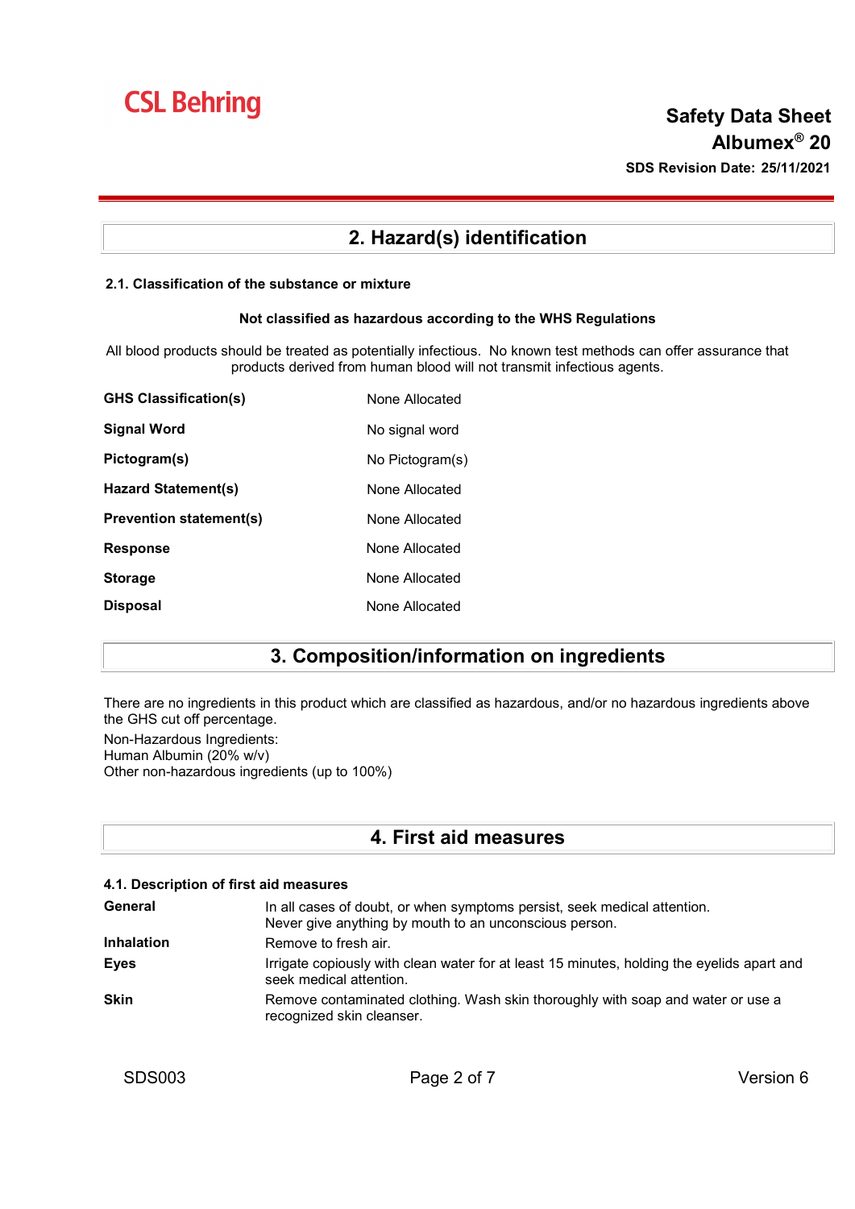## 2. Hazard(s) identification

### 2.1. Classification of the substance or mixture

**Not classified as hazardous according to the WHS Regulations**

All blood products should be treated as potentially infectious. No known test methods can offer assurance that products derived from human blood will not transmit infectious agents.

| | |
|---|---|
| **GHS Classification(s)** | None Allocated |
| **Signal Word** | No signal word |
| **Pictogram(s)** | No Pictogram(s) |
| **Hazard Statement(s)** | None Allocated |
| **Prevention statement(s)** | None Allocated |
| **Response** | None Allocated |
| **Storage** | None Allocated |
| **Disposal** | None Allocated |

## 3. Composition/information on ingredients

There are no ingredients in this product which are classified as hazardous, and/or no hazardous ingredients above the GHS cut off percentage.

Non-Hazardous Ingredients:
Human Albumin (20% w/v)
Other non-hazardous ingredients (up to 100%)

## 4. First aid measures

### 4.1. Description of first aid measures

| | |
|---|---|
| **General** | In all cases of doubt, or when symptoms persist, seek medical attention. Never give anything by mouth to an unconscious person. |
| **Inhalation** | Remove to fresh air. |
| **Eyes** | Irrigate copiously with clean water for at least 15 minutes, holding the eyelids apart and seek medical attention. |
| **Skin** | Remove contaminated clothing. Wash skin thoroughly with soap and water or use a recognized skin cleanser. |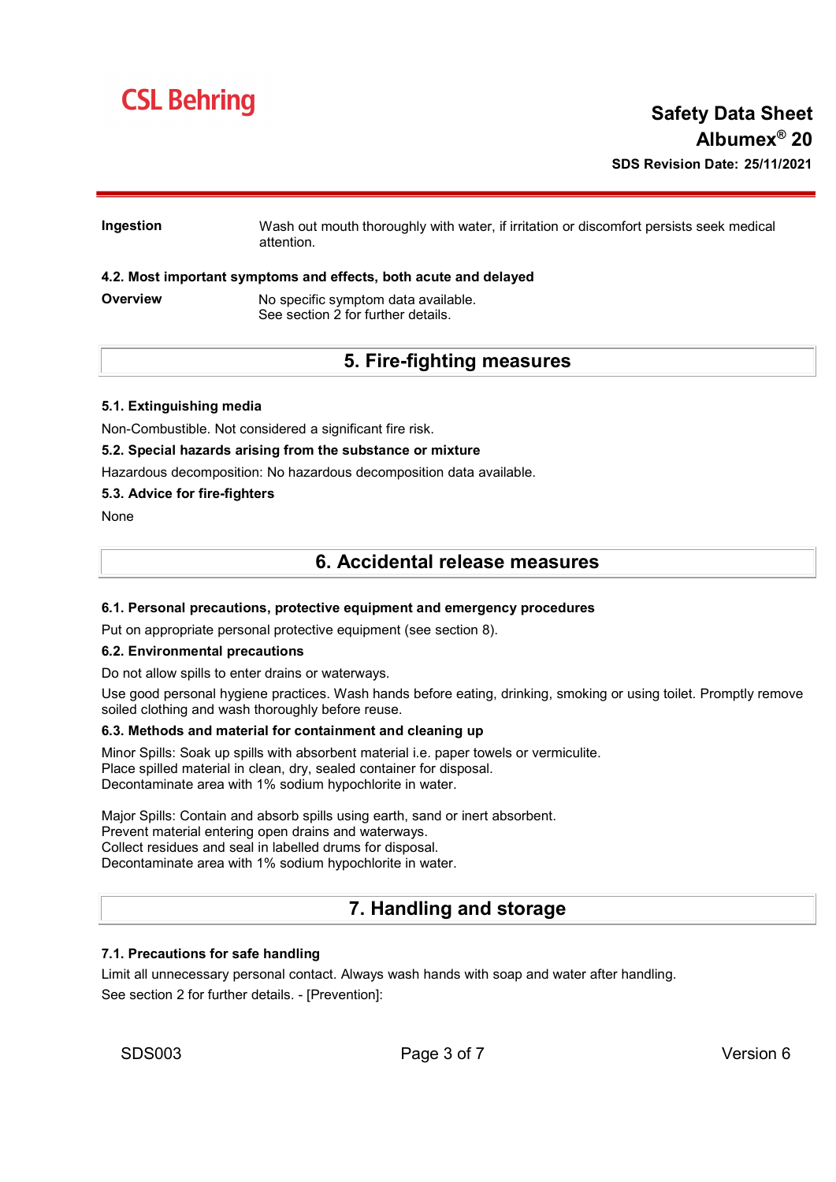**Ingestion** Wash out mouth thoroughly with water, if irritation or discomfort persists seek medical attention.

### 4.2. Most important symptoms and effects, both acute and delayed

**Overview** No specific symptom data available.
See section 2 for further details.

## 5. Fire-fighting measures

### 5.1. Extinguishing media

Non-Combustible. Not considered a significant fire risk.

### 5.2. Special hazards arising from the substance or mixture

Hazardous decomposition: No hazardous decomposition data available.

### 5.3. Advice for fire-fighters

None

## 6. Accidental release measures

### 6.1. Personal precautions, protective equipment and emergency procedures

Put on appropriate personal protective equipment (see section 8).

### 6.2. Environmental precautions

Do not allow spills to enter drains or waterways.

Use good personal hygiene practices. Wash hands before eating, drinking, smoking or using toilet. Promptly remove soiled clothing and wash thoroughly before reuse.

### 6.3. Methods and material for containment and cleaning up

Minor Spills: Soak up spills with absorbent material i.e. paper towels or vermiculite.
Place spilled material in clean, dry, sealed container for disposal.
Decontaminate area with 1% sodium hypochlorite in water.

Major Spills: Contain and absorb spills using earth, sand or inert absorbent.
Prevent material entering open drains and waterways.
Collect residues and seal in labelled drums for disposal.
Decontaminate area with 1% sodium hypochlorite in water.

## 7. Handling and storage

### 7.1. Precautions for safe handling

Limit all unnecessary personal contact. Always wash hands with soap and water after handling.

See section 2 for further details. - [Prevention]: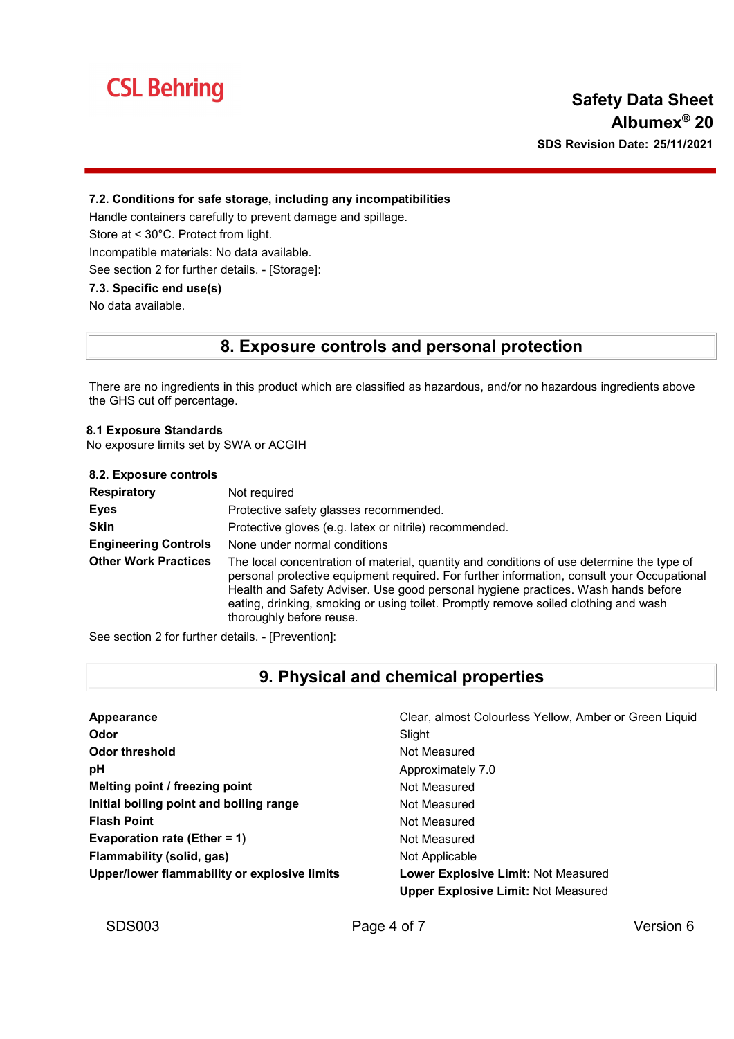### 7.2. Conditions for safe storage, including any incompatibilities

Handle containers carefully to prevent damage and spillage.

Store at < 30°C. Protect from light.

Incompatible materials: No data available.

See section 2 for further details. - [Storage]:

### 7.3. Specific end use(s)

No data available.

## 8. Exposure controls and personal protection

There are no ingredients in this product which are classified as hazardous, and/or no hazardous ingredients above the GHS cut off percentage.

### 8.1 Exposure Standards

No exposure limits set by SWA or ACGIH

### 8.2. Exposure controls

| | |
|---|---|
| **Respiratory** | Not required |
| **Eyes** | Protective safety glasses recommended. |
| **Skin** | Protective gloves (e.g. latex or nitrile) recommended. |
| **Engineering Controls** | None under normal conditions |
| **Other Work Practices** | The local concentration of material, quantity and conditions of use determine the type of personal protective equipment required. For further information, consult your Occupational Health and Safety Adviser. Use good personal hygiene practices. Wash hands before eating, drinking, smoking or using toilet. Promptly remove soiled clothing and wash thoroughly before reuse. |

See section 2 for further details. - [Prevention]:

## 9. Physical and chemical properties

| | |
|---|---|
| **Appearance** | Clear, almost Colourless Yellow, Amber or Green Liquid |
| **Odor** | Slight |
| **Odor threshold** | Not Measured |
| **pH** | Approximately 7.0 |
| **Melting point / freezing point** | Not Measured |
| **Initial boiling point and boiling range** | Not Measured |
| **Flash Point** | Not Measured |
| **Evaporation rate (Ether = 1)** | Not Measured |
| **Flammability (solid, gas)** | Not Applicable |
| **Upper/lower flammability or explosive limits** | **Lower Explosive Limit:** Not Measured<br>**Upper Explosive Limit:** Not Measured |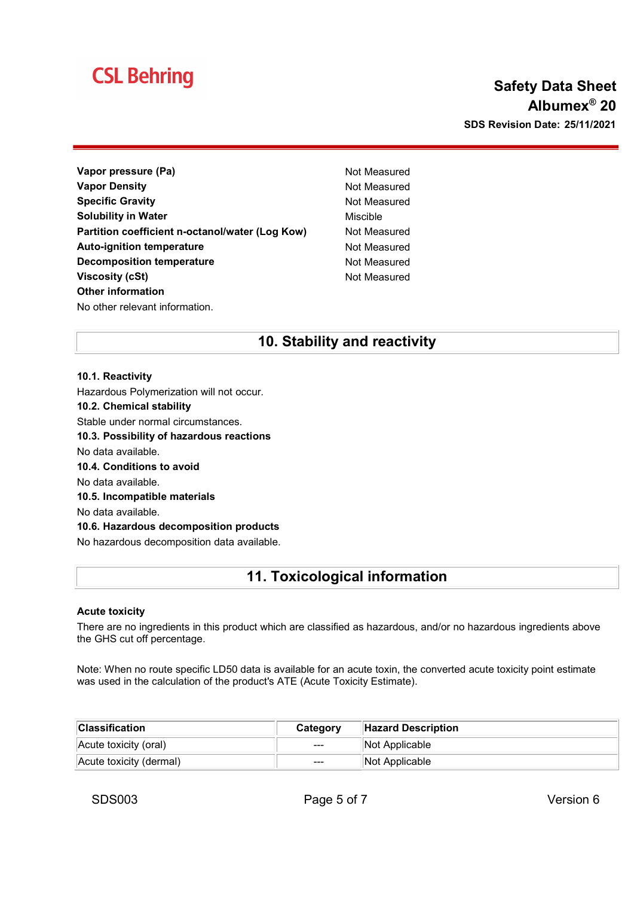| | |
|---|---|
| **Vapor pressure (Pa)** | Not Measured |
| **Vapor Density** | Not Measured |
| **Specific Gravity** | Not Measured |
| **Solubility in Water** | Miscible |
| **Partition coefficient n-octanol/water (Log Kow)** | Not Measured |
| **Auto-ignition temperature** | Not Measured |
| **Decomposition temperature** | Not Measured |
| **Viscosity (cSt)** | Not Measured |

**Other information**

No other relevant information.

## 10. Stability and reactivity

**10.1. Reactivity**

Hazardous Polymerization will not occur.

**10.2. Chemical stability**

Stable under normal circumstances.

**10.3. Possibility of hazardous reactions**

No data available.

**10.4. Conditions to avoid**

No data available.

**10.5. Incompatible materials**

No data available.

**10.6. Hazardous decomposition products**

No hazardous decomposition data available.

## 11. Toxicological information

**Acute toxicity**

There are no ingredients in this product which are classified as hazardous, and/or no hazardous ingredients above the GHS cut off percentage.

Note: When no route specific LD50 data is available for an acute toxin, the converted acute toxicity point estimate was used in the calculation of the product's ATE (Acute Toxicity Estimate).

| Classification | Category | Hazard Description |
|---|---|---|
| Acute toxicity (oral) | --- | Not Applicable |
| Acute toxicity (dermal) | --- | Not Applicable |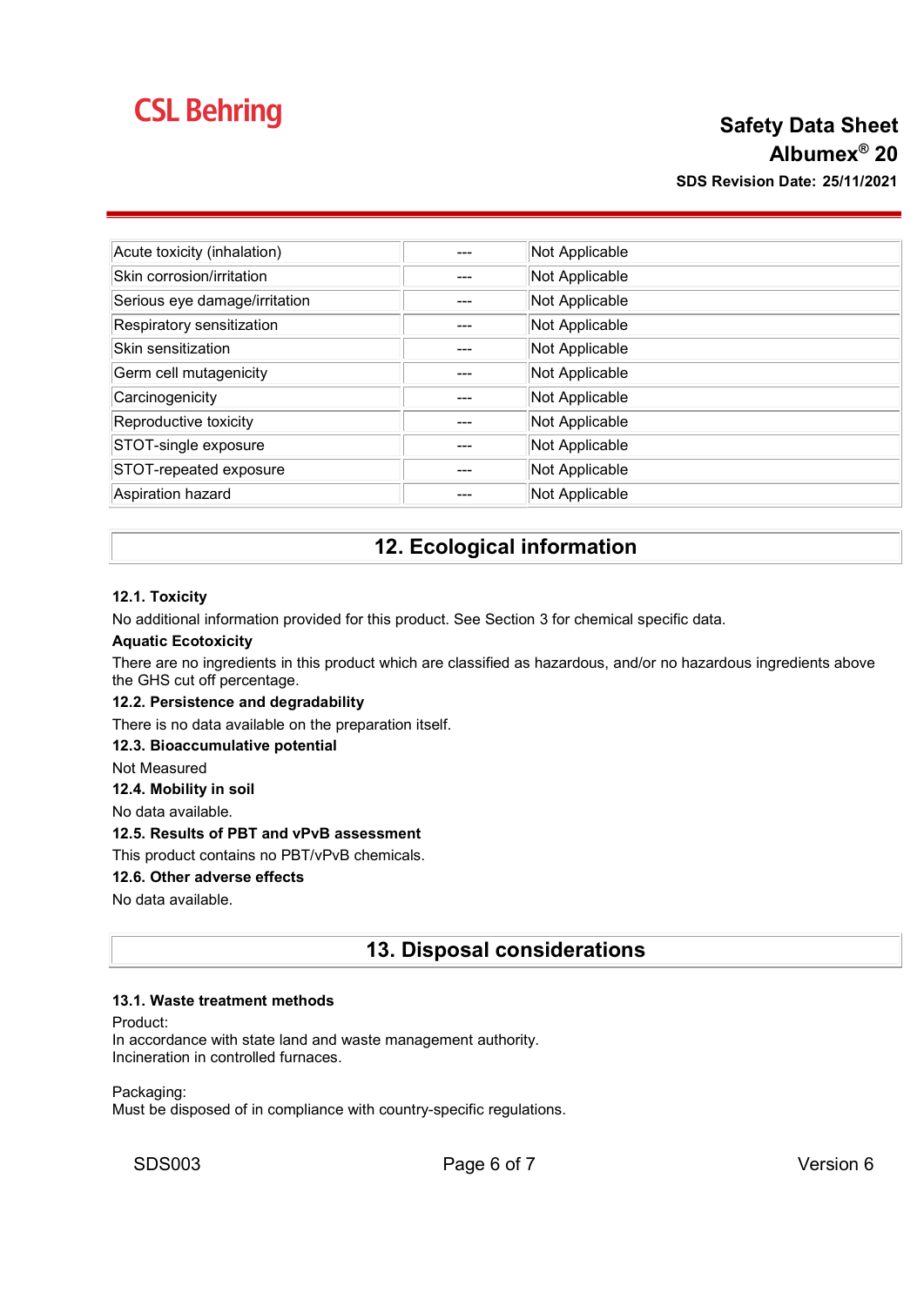| | | |
|---|---|---|
| Acute toxicity (inhalation) | --- | Not Applicable |
| Skin corrosion/irritation | --- | Not Applicable |
| Serious eye damage/irritation | --- | Not Applicable |
| Respiratory sensitization | --- | Not Applicable |
| Skin sensitization | --- | Not Applicable |
| Germ cell mutagenicity | --- | Not Applicable |
| Carcinogenicity | --- | Not Applicable |
| Reproductive toxicity | --- | Not Applicable |
| STOT-single exposure | --- | Not Applicable |
| STOT-repeated exposure | --- | Not Applicable |
| Aspiration hazard | --- | Not Applicable |

## 12. Ecological information

**12.1. Toxicity**

No additional information provided for this product. See Section 3 for chemical specific data.

**Aquatic Ecotoxicity**

There are no ingredients in this product which are classified as hazardous, and/or no hazardous ingredients above the GHS cut off percentage.

**12.2. Persistence and degradability**

There is no data available on the preparation itself.

**12.3. Bioaccumulative potential**

Not Measured

**12.4. Mobility in soil**

No data available.

**12.5. Results of PBT and vPvB assessment**

This product contains no PBT/vPvB chemicals.

**12.6. Other adverse effects**

No data available.

## 13. Disposal considerations

**13.1. Waste treatment methods**

Product:
In accordance with state land and waste management authority.
Incineration in controlled furnaces.

Packaging:
Must be disposed of in compliance with country-specific regulations.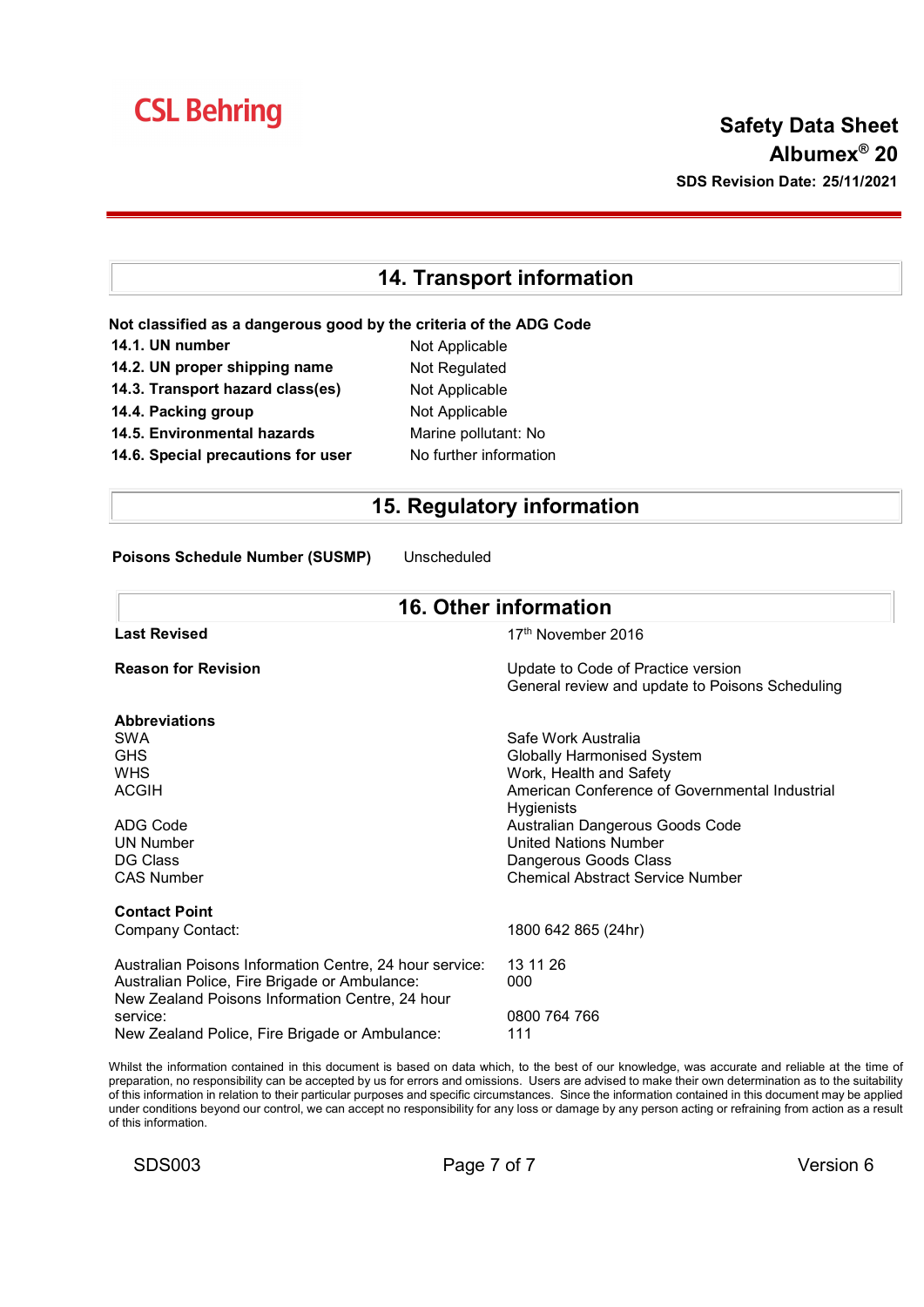## 14. Transport information

**Not classified as a dangerous good by the criteria of the ADG Code**

| | |
|---|---|
| **14.1. UN number** | Not Applicable |
| **14.2. UN proper shipping name** | Not Regulated |
| **14.3. Transport hazard class(es)** | Not Applicable |
| **14.4. Packing group** | Not Applicable |
| **14.5. Environmental hazards** | Marine pollutant: No |
| **14.6. Special precautions for user** | No further information |

## 15. Regulatory information

**Poisons Schedule Number (SUSMP)** Unscheduled

## 16. Other information

| | |
|---|---|
| **Last Revised** | 17th November 2016 |
| **Reason for Revision** | Update to Code of Practice version<br>General review and update to Poisons Scheduling |

**Abbreviations**

| | |
|---|---|
| SWA | Safe Work Australia |
| GHS | Globally Harmonised System |
| WHS | Work, Health and Safety |
| ACGIH | American Conference of Governmental Industrial Hygienists |
| ADG Code | Australian Dangerous Goods Code |
| UN Number | United Nations Number |
| DG Class | Dangerous Goods Class |
| CAS Number | Chemical Abstract Service Number |

**Contact Point**

| | |
|---|---|
| Company Contact: | 1800 642 865 (24hr) |
| Australian Poisons Information Centre, 24 hour service: | 13 11 26 |
| Australian Police, Fire Brigade or Ambulance: | 000 |
| New Zealand Poisons Information Centre, 24 hour service: | 0800 764 766 |
| New Zealand Police, Fire Brigade or Ambulance: | 111 |

Whilst the information contained in this document is based on data which, to the best of our knowledge, was accurate and reliable at the time of preparation, no responsibility can be accepted by us for errors and omissions. Users are advised to make their own determination as to the suitability of this information in relation to their particular purposes and specific circumstances. Since the information contained in this document may be applied under conditions beyond our control, we can accept no responsibility for any loss or damage by any person acting or refraining from action as a result of this information.